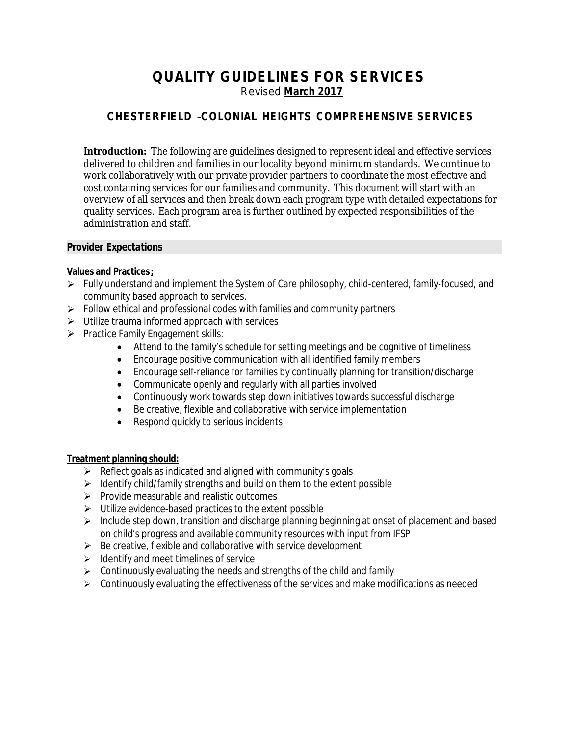# QUALITY GUIDELINES FOR SERVICES

Revised **March 2017**

## CHESTERFIELD –COLONIAL HEIGHTS COMPREHENSIVE SERVICES

**Introduction:** The following are guidelines designed to represent ideal and effective services delivered to children and families in our locality beyond minimum standards. We continue to work collaboratively with our private provider partners to coordinate the most effective and cost containing services for our families and community. This document will start with an overview of all services and then break down each program type with detailed expectations for quality services. Each program area is further outlined by expected responsibilities of the administration and staff.

## Provider Expectations

**Values and Practices:**

- Fully understand and implement the System of Care philosophy, child-centered, family-focused, and community based approach to services.
- Follow ethical and professional codes with families and community partners
- Utilize trauma informed approach with services
- Practice Family Engagement skills:
  - Attend to the family's schedule for setting meetings and be cognitive of timeliness
  - Encourage positive communication with all identified family members
  - Encourage self-reliance for families by continually planning for transition/discharge
  - Communicate openly and regularly with all parties involved
  - Continuously work towards step down initiatives towards successful discharge
  - Be creative, flexible and collaborative with service implementation
  - Respond quickly to serious incidents

**Treatment planning should:**

- Reflect goals as indicated and aligned with community's goals
- Identify child/family strengths and build on them to the extent possible
- Provide measurable and realistic outcomes
- Utilize evidence-based practices to the extent possible
- Include step down, transition and discharge planning beginning at onset of placement and based on child's progress and available community resources with input from IFSP
- Be creative, flexible and collaborative with service development
- Identify and meet timelines of service
- Continuously evaluating the needs and strengths of the child and family
- Continuously evaluating the effectiveness of the services and make modifications as needed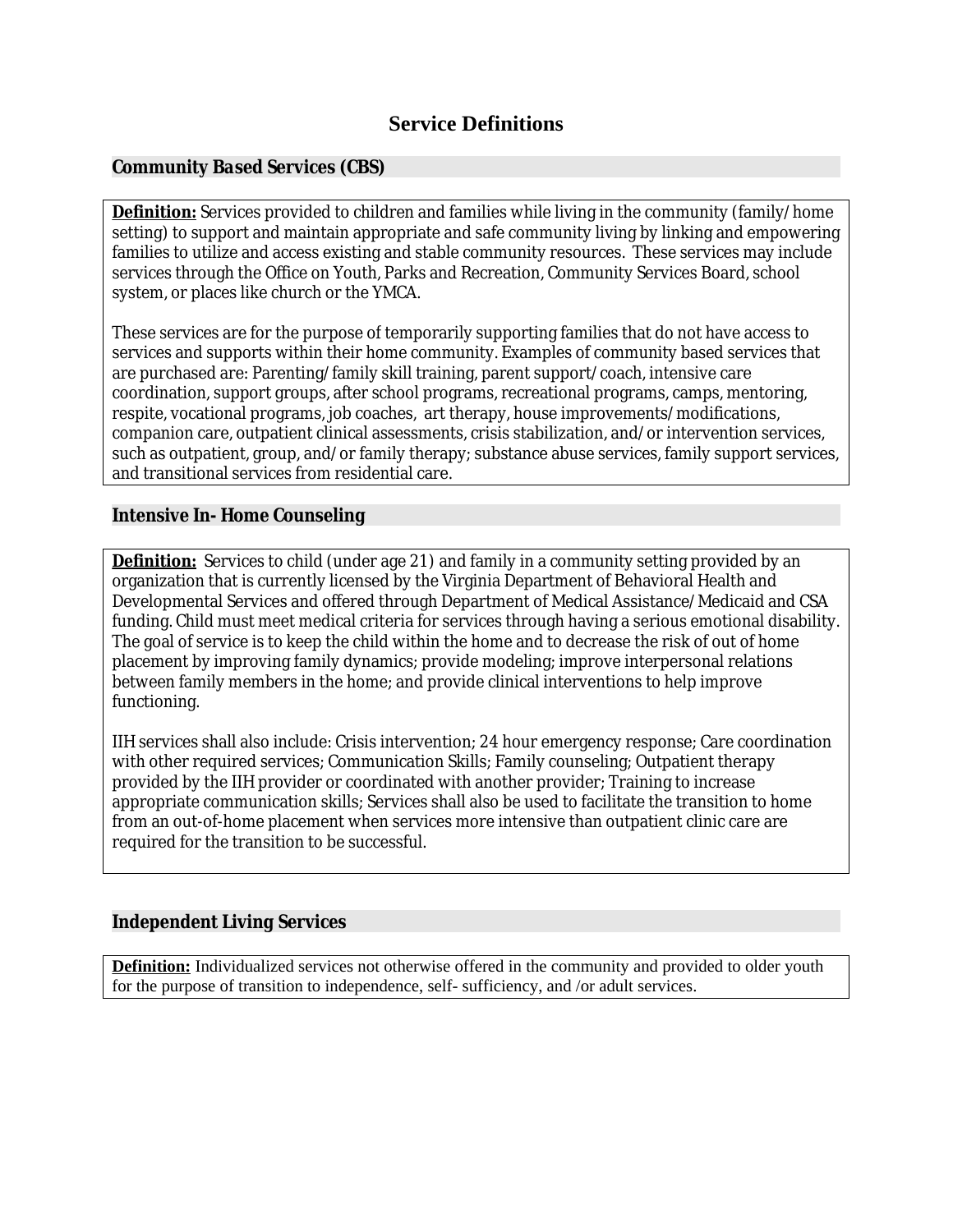# Service Definitions

## Community Based Services (CBS)

**Definition:** Services provided to children and families while living in the community (family/home setting) to support and maintain appropriate and safe community living by linking and empowering families to utilize and access existing and stable community resources. These services may include services through the Office on Youth, Parks and Recreation, Community Services Board, school system, or places like church or the YMCA.

These services are for the purpose of temporarily supporting families that do not have access to services and supports within their home community. Examples of community based services that are purchased are: Parenting/family skill training, parent support/coach, intensive care coordination, support groups, after school programs, recreational programs, camps, mentoring, respite, vocational programs, job coaches, art therapy, house improvements/modifications, companion care, outpatient clinical assessments, crisis stabilization, and/or intervention services, such as outpatient, group, and/or family therapy; substance abuse services, family support services, and transitional services from residential care.

## Intensive In- Home Counseling

**Definition:** Services to child (under age 21) and family in a community setting provided by an organization that is currently licensed by the Virginia Department of Behavioral Health and Developmental Services and offered through Department of Medical Assistance/Medicaid and CSA funding. Child must meet medical criteria for services through having a serious emotional disability. The goal of service is to keep the child within the home and to decrease the risk of out of home placement by improving family dynamics; provide modeling; improve interpersonal relations between family members in the home; and provide clinical interventions to help improve functioning.

IIH services shall also include: Crisis intervention; 24 hour emergency response; Care coordination with other required services; Communication Skills; Family counseling; Outpatient therapy provided by the IIH provider or coordinated with another provider; Training to increase appropriate communication skills; Services shall also be used to facilitate the transition to home from an out-of-home placement when services more intensive than outpatient clinic care are required for the transition to be successful.

## Independent Living Services

**Definition:** Individualized services not otherwise offered in the community and provided to older youth for the purpose of transition to independence, self- sufficiency, and /or adult services.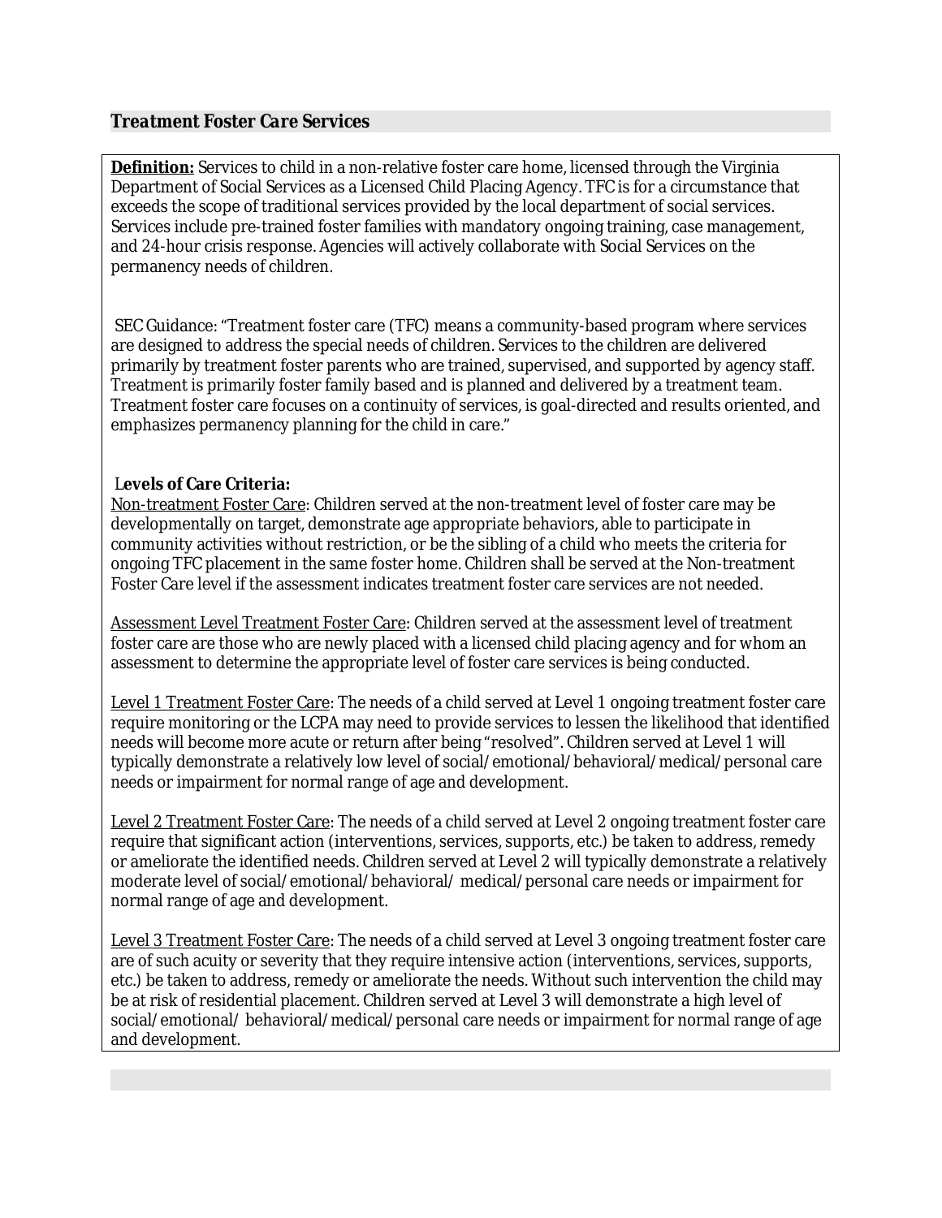## *Treatment Foster Care Services*

**Definition:** Services to child in a non-relative foster care home, licensed through the Virginia Department of Social Services as a Licensed Child Placing Agency. TFC is for a circumstance that exceeds the scope of traditional services provided by the local department of social services. Services include pre-trained foster families with mandatory ongoing training, case management, and 24-hour crisis response. Agencies will actively collaborate with Social Services on the permanency needs of children.

SEC Guidance: "Treatment foster care (TFC) means a community-based program where services are designed to address the special needs of children. Services to the children are delivered primarily by treatment foster parents who are trained, supervised, and supported by agency staff. Treatment is primarily foster family based and is planned and delivered by a treatment team. Treatment foster care focuses on a continuity of services, is goal-directed and results oriented, and emphasizes permanency planning for the child in care."

**Levels of Care Criteria:**

Non-treatment Foster Care: Children served at the non-treatment level of foster care may be developmentally on target, demonstrate age appropriate behaviors, able to participate in community activities without restriction, or be the sibling of a child who meets the criteria for ongoing TFC placement in the same foster home. Children shall be served at the Non-treatment Foster Care level if the assessment indicates treatment foster care services are not needed.

Assessment Level Treatment Foster Care: Children served at the assessment level of treatment foster care are those who are newly placed with a licensed child placing agency and for whom an assessment to determine the appropriate level of foster care services is being conducted.

Level 1 Treatment Foster Care: The needs of a child served at Level 1 ongoing treatment foster care require monitoring or the LCPA may need to provide services to lessen the likelihood that identified needs will become more acute or return after being "resolved". Children served at Level 1 will typically demonstrate a relatively low level of social/emotional/behavioral/medical/personal care needs or impairment for normal range of age and development.

Level 2 Treatment Foster Care: The needs of a child served at Level 2 ongoing treatment foster care require that significant action (interventions, services, supports, etc.) be taken to address, remedy or ameliorate the identified needs. Children served at Level 2 will typically demonstrate a relatively moderate level of social/emotional/behavioral/ medical/personal care needs or impairment for normal range of age and development.

Level 3 Treatment Foster Care: The needs of a child served at Level 3 ongoing treatment foster care are of such acuity or severity that they require intensive action (interventions, services, supports, etc.) be taken to address, remedy or ameliorate the needs. Without such intervention the child may be at risk of residential placement. Children served at Level 3 will demonstrate a high level of social/emotional/ behavioral/medical/personal care needs or impairment for normal range of age and development.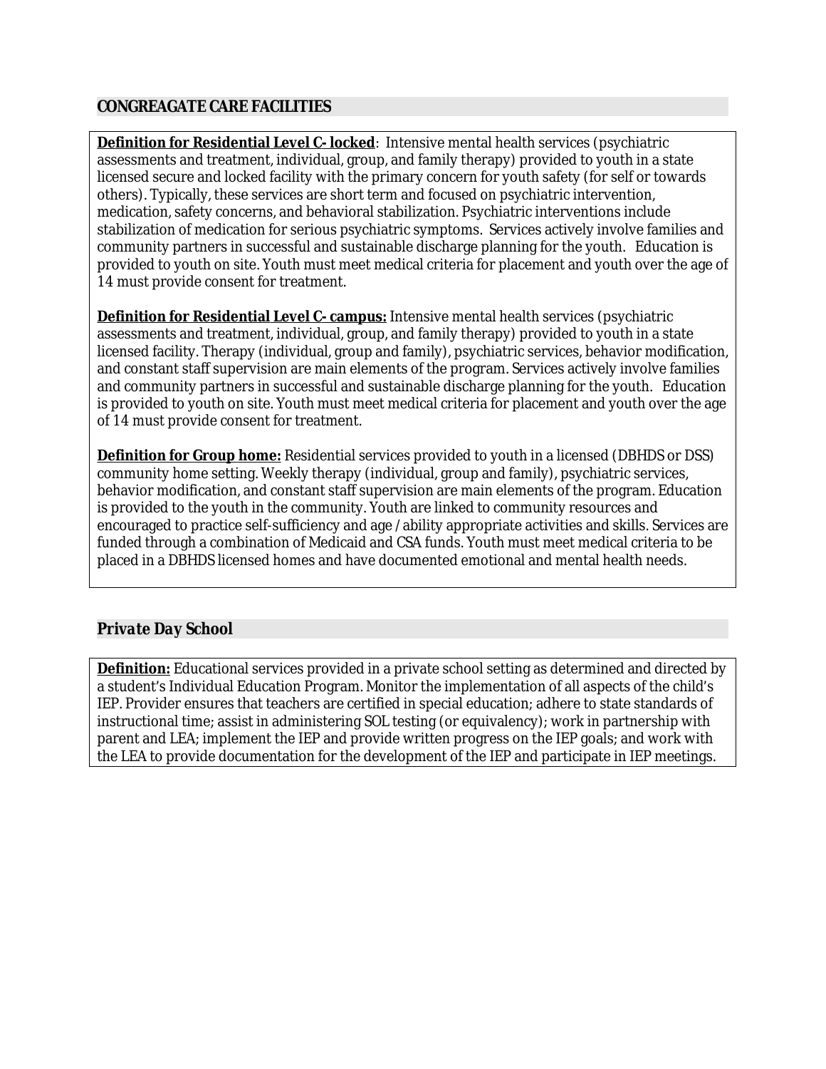## CONGREAGATE CARE FACILITIES

**Definition for Residential Level C- locked**: Intensive mental health services (psychiatric assessments and treatment, individual, group, and family therapy) provided to youth in a state licensed secure and locked facility with the primary concern for youth safety (for self or towards others). Typically, these services are short term and focused on psychiatric intervention, medication, safety concerns, and behavioral stabilization. Psychiatric interventions include stabilization of medication for serious psychiatric symptoms. Services actively involve families and community partners in successful and sustainable discharge planning for the youth. Education is provided to youth on site. Youth must meet medical criteria for placement and youth over the age of 14 must provide consent for treatment.

**Definition for Residential Level C- campus:** Intensive mental health services (psychiatric assessments and treatment, individual, group, and family therapy) provided to youth in a state licensed facility. Therapy (individual, group and family), psychiatric services, behavior modification, and constant staff supervision are main elements of the program. Services actively involve families and community partners in successful and sustainable discharge planning for the youth. Education is provided to youth on site. Youth must meet medical criteria for placement and youth over the age of 14 must provide consent for treatment.

**Definition for Group home:** Residential services provided to youth in a licensed (DBHDS or DSS) community home setting. Weekly therapy (individual, group and family), psychiatric services, behavior modification, and constant staff supervision are main elements of the program. Education is provided to the youth in the community. Youth are linked to community resources and encouraged to practice self-sufficiency and age / ability appropriate activities and skills. Services are funded through a combination of Medicaid and CSA funds. Youth must meet medical criteria to be placed in a DBHDS licensed homes and have documented emotional and mental health needs.

## *Private Day School*

**Definition:** Educational services provided in a private school setting as determined and directed by a student's Individual Education Program. Monitor the implementation of all aspects of the child's IEP. Provider ensures that teachers are certified in special education; adhere to state standards of instructional time; assist in administering SOL testing (or equivalency); work in partnership with parent and LEA; implement the IEP and provide written progress on the IEP goals; and work with the LEA to provide documentation for the development of the IEP and participate in IEP meetings.